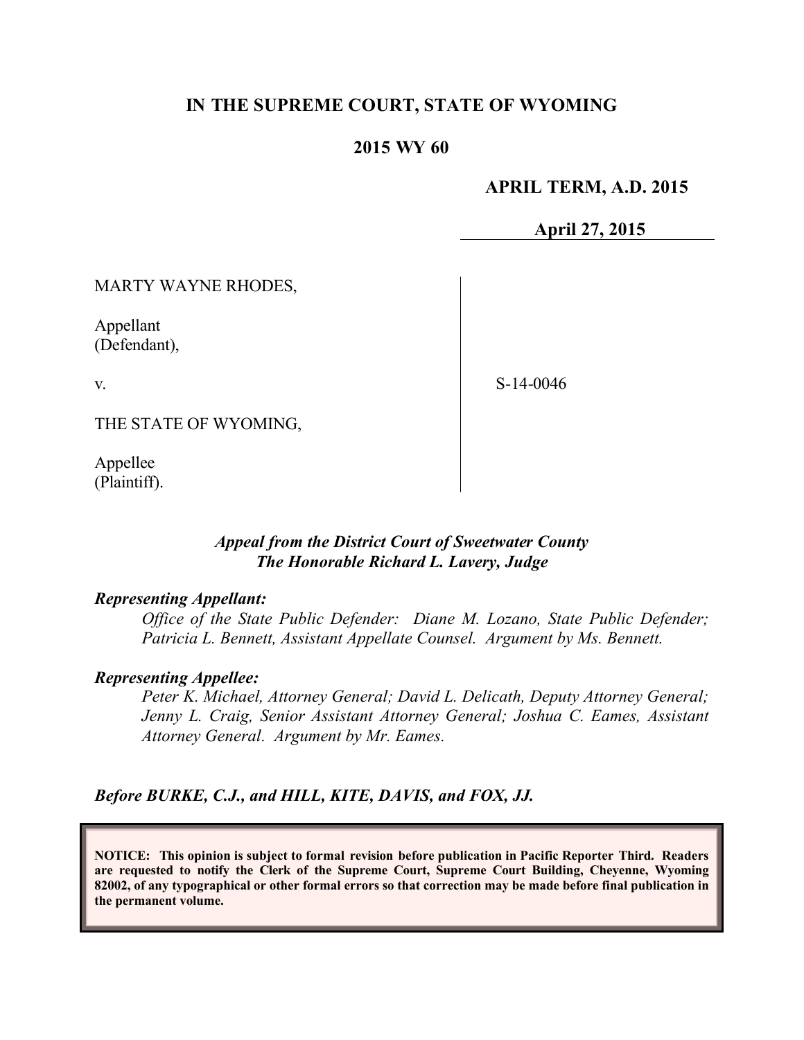# IN THE SUPREME COURT, STATE OF WYOMING

## 2015 WY 60

**APRIL TERM, A.D. 2015**

**April 27, 2015**

MARTY WAYNE RHODES,

Appellant
(Defendant),

v.

THE STATE OF WYOMING,

Appellee
(Plaintiff).

S-14-0046

***Appeal from the District Court of Sweetwater County***
***The Honorable Richard L. Lavery, Judge***

***Representing Appellant:***

*Office of the State Public Defender: Diane M. Lozano, State Public Defender; Patricia L. Bennett, Assistant Appellate Counsel. Argument by Ms. Bennett.*

***Representing Appellee:***

*Peter K. Michael, Attorney General; David L. Delicath, Deputy Attorney General; Jenny L. Craig, Senior Assistant Attorney General; Joshua C. Eames, Assistant Attorney General. Argument by Mr. Eames.*

***Before BURKE, C.J., and HILL, KITE, DAVIS, and FOX, JJ.***

**NOTICE: This opinion is subject to formal revision before publication in Pacific Reporter Third. Readers are requested to notify the Clerk of the Supreme Court, Supreme Court Building, Cheyenne, Wyoming 82002, of any typographical or other formal errors so that correction may be made before final publication in the permanent volume.**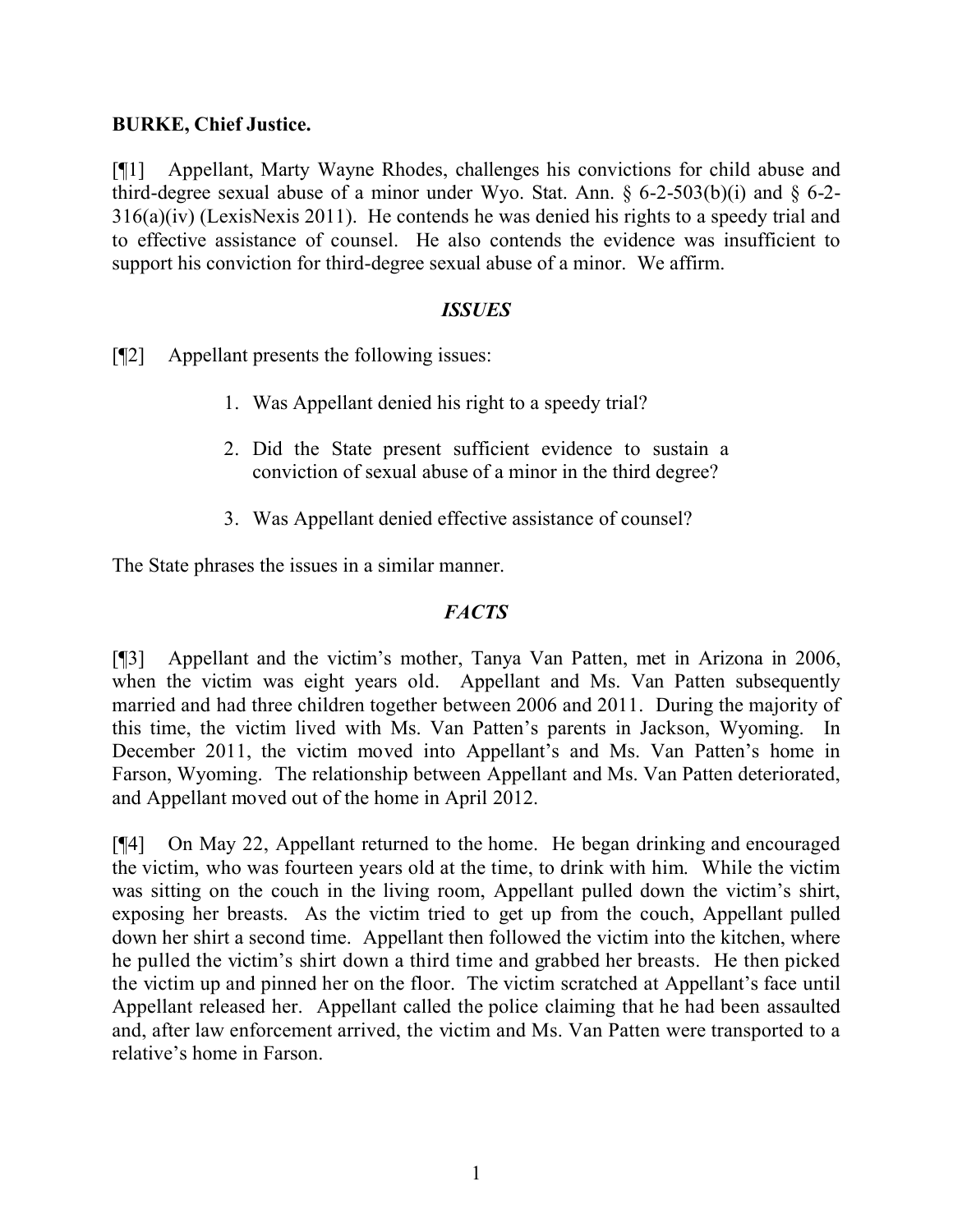**BURKE, Chief Justice.**

[¶1] Appellant, Marty Wayne Rhodes, challenges his convictions for child abuse and third-degree sexual abuse of a minor under Wyo. Stat. Ann. § 6-2-503(b)(i) and § 6-2-316(a)(iv) (LexisNexis 2011). He contends he was denied his rights to a speedy trial and to effective assistance of counsel. He also contends the evidence was insufficient to support his conviction for third-degree sexual abuse of a minor. We affirm.

## *ISSUES*

[¶2] Appellant presents the following issues:

1. Was Appellant denied his right to a speedy trial?

2. Did the State present sufficient evidence to sustain a conviction of sexual abuse of a minor in the third degree?

3. Was Appellant denied effective assistance of counsel?

The State phrases the issues in a similar manner.

## *FACTS*

[¶3] Appellant and the victim's mother, Tanya Van Patten, met in Arizona in 2006, when the victim was eight years old. Appellant and Ms. Van Patten subsequently married and had three children together between 2006 and 2011. During the majority of this time, the victim lived with Ms. Van Patten's parents in Jackson, Wyoming. In December 2011, the victim moved into Appellant's and Ms. Van Patten's home in Farson, Wyoming. The relationship between Appellant and Ms. Van Patten deteriorated, and Appellant moved out of the home in April 2012.

[¶4] On May 22, Appellant returned to the home. He began drinking and encouraged the victim, who was fourteen years old at the time, to drink with him. While the victim was sitting on the couch in the living room, Appellant pulled down the victim's shirt, exposing her breasts. As the victim tried to get up from the couch, Appellant pulled down her shirt a second time. Appellant then followed the victim into the kitchen, where he pulled the victim's shirt down a third time and grabbed her breasts. He then picked the victim up and pinned her on the floor. The victim scratched at Appellant's face until Appellant released her. Appellant called the police claiming that he had been assaulted and, after law enforcement arrived, the victim and Ms. Van Patten were transported to a relative's home in Farson.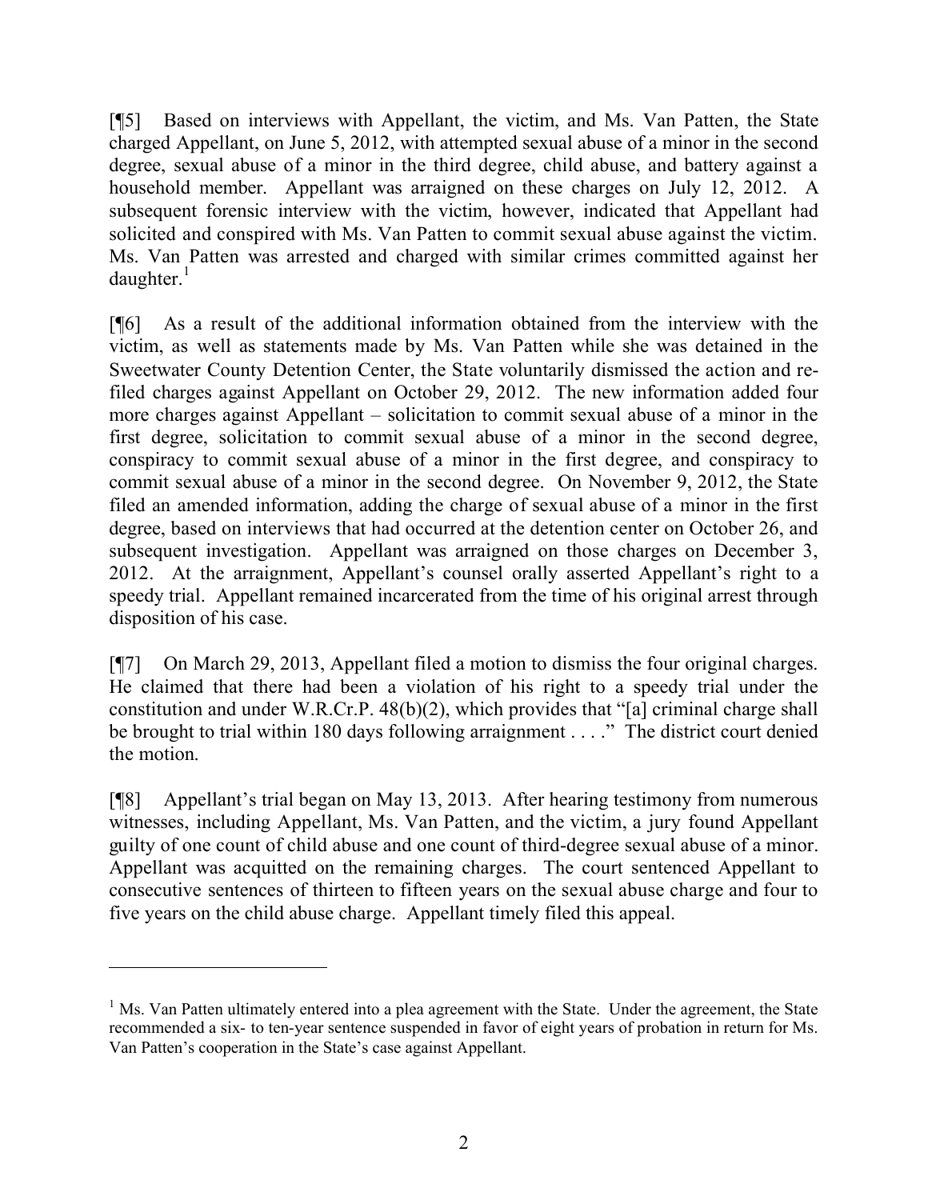[¶5] Based on interviews with Appellant, the victim, and Ms. Van Patten, the State charged Appellant, on June 5, 2012, with attempted sexual abuse of a minor in the second degree, sexual abuse of a minor in the third degree, child abuse, and battery against a household member. Appellant was arraigned on these charges on July 12, 2012. A subsequent forensic interview with the victim, however, indicated that Appellant had solicited and conspired with Ms. Van Patten to commit sexual abuse against the victim. Ms. Van Patten was arrested and charged with similar crimes committed against her daughter.[1]

[¶6] As a result of the additional information obtained from the interview with the victim, as well as statements made by Ms. Van Patten while she was detained in the Sweetwater County Detention Center, the State voluntarily dismissed the action and re-filed charges against Appellant on October 29, 2012. The new information added four more charges against Appellant – solicitation to commit sexual abuse of a minor in the first degree, solicitation to commit sexual abuse of a minor in the second degree, conspiracy to commit sexual abuse of a minor in the first degree, and conspiracy to commit sexual abuse of a minor in the second degree. On November 9, 2012, the State filed an amended information, adding the charge of sexual abuse of a minor in the first degree, based on interviews that had occurred at the detention center on October 26, and subsequent investigation. Appellant was arraigned on those charges on December 3, 2012. At the arraignment, Appellant's counsel orally asserted Appellant's right to a speedy trial. Appellant remained incarcerated from the time of his original arrest through disposition of his case.

[¶7] On March 29, 2013, Appellant filed a motion to dismiss the four original charges. He claimed that there had been a violation of his right to a speedy trial under the constitution and under W.R.Cr.P. 48(b)(2), which provides that "[a] criminal charge shall be brought to trial within 180 days following arraignment . . . ." The district court denied the motion.

[¶8] Appellant's trial began on May 13, 2013. After hearing testimony from numerous witnesses, including Appellant, Ms. Van Patten, and the victim, a jury found Appellant guilty of one count of child abuse and one count of third-degree sexual abuse of a minor. Appellant was acquitted on the remaining charges. The court sentenced Appellant to consecutive sentences of thirteen to fifteen years on the sexual abuse charge and four to five years on the child abuse charge. Appellant timely filed this appeal.

---

[1] Ms. Van Patten ultimately entered into a plea agreement with the State. Under the agreement, the State recommended a six- to ten-year sentence suspended in favor of eight years of probation in return for Ms. Van Patten's cooperation in the State's case against Appellant.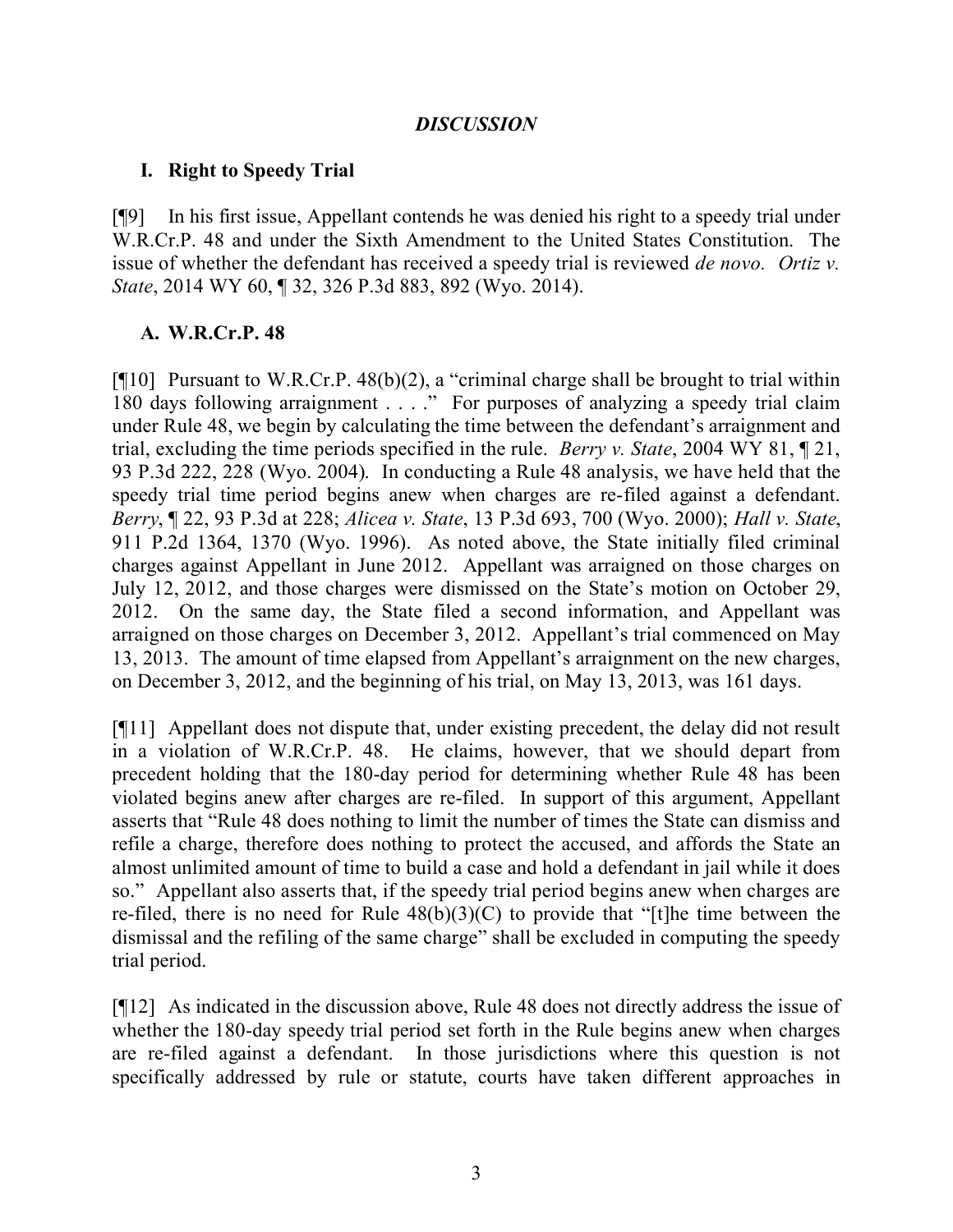## *DISCUSSION*

### I. Right to Speedy Trial

[¶9] In his first issue, Appellant contends he was denied his right to a speedy trial under W.R.Cr.P. 48 and under the Sixth Amendment to the United States Constitution. The issue of whether the defendant has received a speedy trial is reviewed *de novo*. *Ortiz v. State*, 2014 WY 60, ¶ 32, 326 P.3d 883, 892 (Wyo. 2014).

### A. W.R.Cr.P. 48

[¶10] Pursuant to W.R.Cr.P. 48(b)(2), a "criminal charge shall be brought to trial within 180 days following arraignment . . . ." For purposes of analyzing a speedy trial claim under Rule 48, we begin by calculating the time between the defendant's arraignment and trial, excluding the time periods specified in the rule. *Berry v. State*, 2004 WY 81, ¶ 21, 93 P.3d 222, 228 (Wyo. 2004). In conducting a Rule 48 analysis, we have held that the speedy trial time period begins anew when charges are re-filed against a defendant. *Berry*, ¶ 22, 93 P.3d at 228; *Alicea v. State*, 13 P.3d 693, 700 (Wyo. 2000); *Hall v. State*, 911 P.2d 1364, 1370 (Wyo. 1996). As noted above, the State initially filed criminal charges against Appellant in June 2012. Appellant was arraigned on those charges on July 12, 2012, and those charges were dismissed on the State's motion on October 29, 2012. On the same day, the State filed a second information, and Appellant was arraigned on those charges on December 3, 2012. Appellant's trial commenced on May 13, 2013. The amount of time elapsed from Appellant's arraignment on the new charges, on December 3, 2012, and the beginning of his trial, on May 13, 2013, was 161 days.

[¶11] Appellant does not dispute that, under existing precedent, the delay did not result in a violation of W.R.Cr.P. 48. He claims, however, that we should depart from precedent holding that the 180-day period for determining whether Rule 48 has been violated begins anew after charges are re-filed. In support of this argument, Appellant asserts that "Rule 48 does nothing to limit the number of times the State can dismiss and refile a charge, therefore does nothing to protect the accused, and affords the State an almost unlimited amount of time to build a case and hold a defendant in jail while it does so." Appellant also asserts that, if the speedy trial period begins anew when charges are re-filed, there is no need for Rule 48(b)(3)(C) to provide that "[t]he time between the dismissal and the refiling of the same charge" shall be excluded in computing the speedy trial period.

[¶12] As indicated in the discussion above, Rule 48 does not directly address the issue of whether the 180-day speedy trial period set forth in the Rule begins anew when charges are re-filed against a defendant. In those jurisdictions where this question is not specifically addressed by rule or statute, courts have taken different approaches in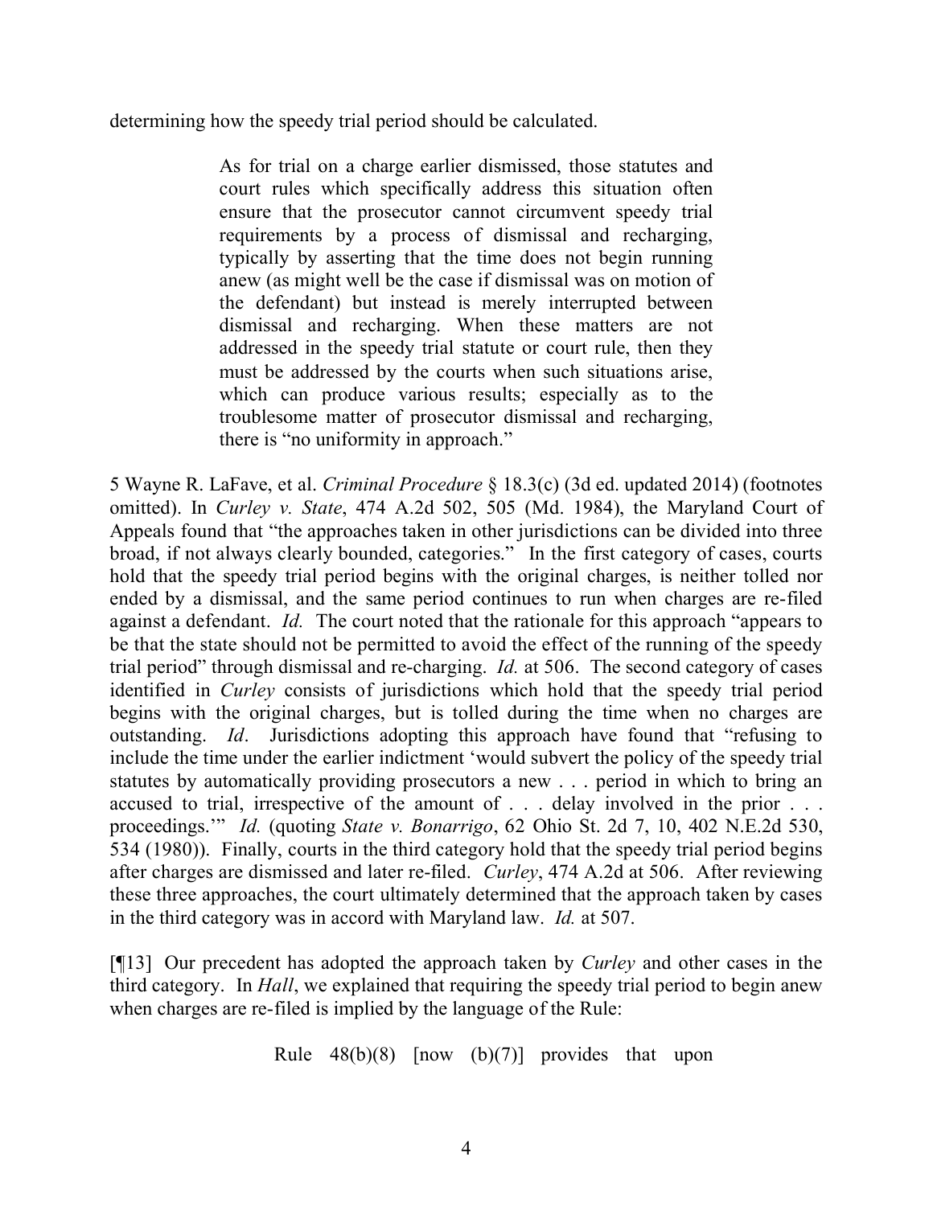determining how the speedy trial period should be calculated.

> As for trial on a charge earlier dismissed, those statutes and court rules which specifically address this situation often ensure that the prosecutor cannot circumvent speedy trial requirements by a process of dismissal and recharging, typically by asserting that the time does not begin running anew (as might well be the case if dismissal was on motion of the defendant) but instead is merely interrupted between dismissal and recharging. When these matters are not addressed in the speedy trial statute or court rule, then they must be addressed by the courts when such situations arise, which can produce various results; especially as to the troublesome matter of prosecutor dismissal and recharging, there is "no uniformity in approach."

5 Wayne R. LaFave, et al. *Criminal Procedure* § 18.3(c) (3d ed. updated 2014) (footnotes omitted). In *Curley v. State*, 474 A.2d 502, 505 (Md. 1984), the Maryland Court of Appeals found that "the approaches taken in other jurisdictions can be divided into three broad, if not always clearly bounded, categories." In the first category of cases, courts hold that the speedy trial period begins with the original charges, is neither tolled nor ended by a dismissal, and the same period continues to run when charges are re-filed against a defendant. *Id.* The court noted that the rationale for this approach "appears to be that the state should not be permitted to avoid the effect of the running of the speedy trial period" through dismissal and re-charging. *Id.* at 506. The second category of cases identified in *Curley* consists of jurisdictions which hold that the speedy trial period begins with the original charges, but is tolled during the time when no charges are outstanding. *Id*. Jurisdictions adopting this approach have found that "refusing to include the time under the earlier indictment 'would subvert the policy of the speedy trial statutes by automatically providing prosecutors a new . . . period in which to bring an accused to trial, irrespective of the amount of . . . delay involved in the prior . . . proceedings.'" *Id.* (quoting *State v. Bonarrigo*, 62 Ohio St. 2d 7, 10, 402 N.E.2d 530, 534 (1980)). Finally, courts in the third category hold that the speedy trial period begins after charges are dismissed and later re-filed. *Curley*, 474 A.2d at 506. After reviewing these three approaches, the court ultimately determined that the approach taken by cases in the third category was in accord with Maryland law. *Id.* at 507.

[¶13] Our precedent has adopted the approach taken by *Curley* and other cases in the third category. In *Hall*, we explained that requiring the speedy trial period to begin anew when charges are re-filed is implied by the language of the Rule:

> Rule 48(b)(8) [now (b)(7)] provides that upon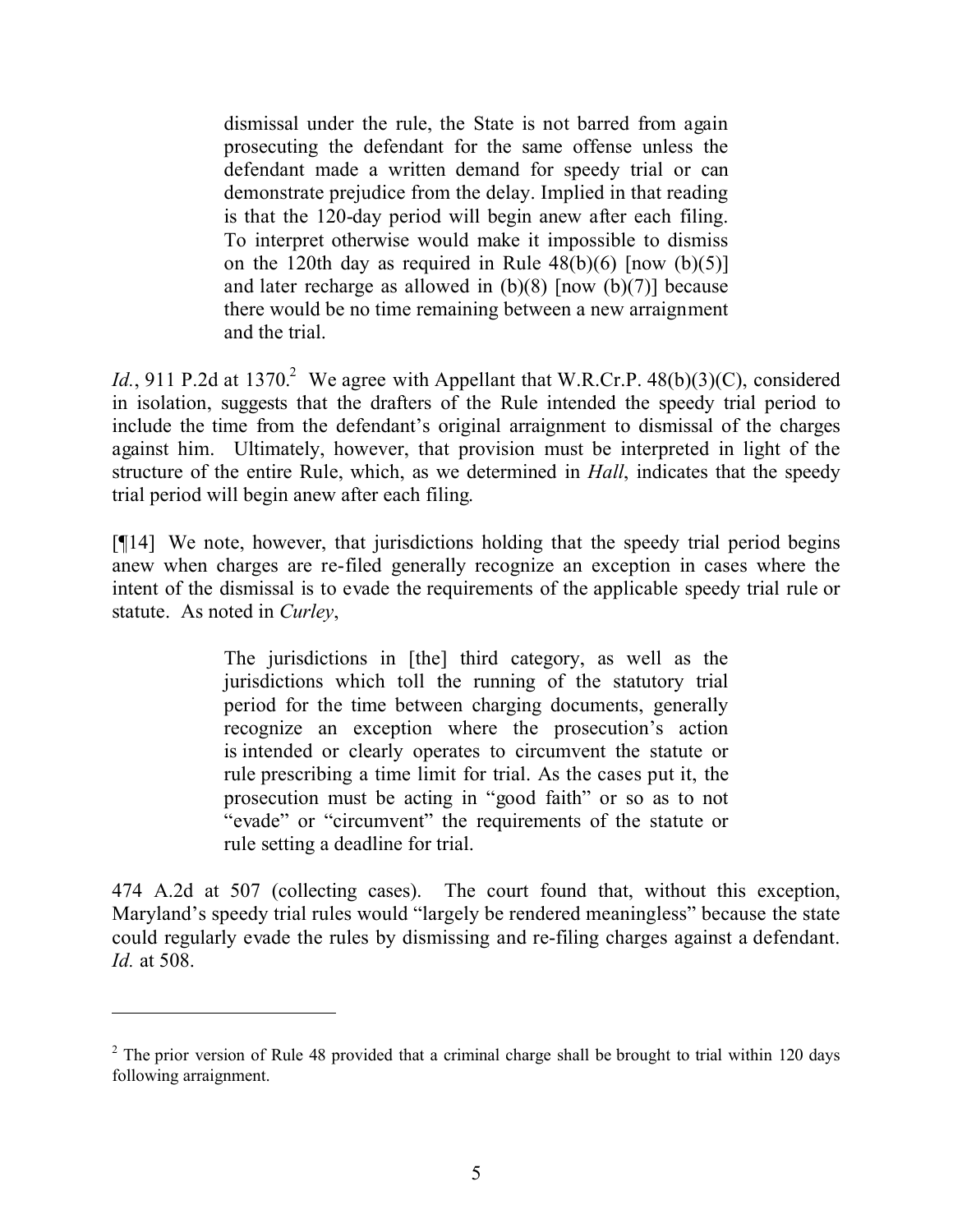> dismissal under the rule, the State is not barred from again prosecuting the defendant for the same offense unless the defendant made a written demand for speedy trial or can demonstrate prejudice from the delay. Implied in that reading is that the 120-day period will begin anew after each filing. To interpret otherwise would make it impossible to dismiss on the 120th day as required in Rule 48(b)(6) [now (b)(5)] and later recharge as allowed in (b)(8) [now (b)(7)] because there would be no time remaining between a new arraignment and the trial.

*Id.*, 911 P.2d at 1370.[2] We agree with Appellant that W.R.Cr.P. 48(b)(3)(C), considered in isolation, suggests that the drafters of the Rule intended the speedy trial period to include the time from the defendant's original arraignment to dismissal of the charges against him. Ultimately, however, that provision must be interpreted in light of the structure of the entire Rule, which, as we determined in *Hall*, indicates that the speedy trial period will begin anew after each filing.

[¶14] We note, however, that jurisdictions holding that the speedy trial period begins anew when charges are re-filed generally recognize an exception in cases where the intent of the dismissal is to evade the requirements of the applicable speedy trial rule or statute. As noted in *Curley*,

> The jurisdictions in [the] third category, as well as the jurisdictions which toll the running of the statutory trial period for the time between charging documents, generally recognize an exception where the prosecution's action is intended or clearly operates to circumvent the statute or rule prescribing a time limit for trial. As the cases put it, the prosecution must be acting in "good faith" or so as to not "evade" or "circumvent" the requirements of the statute or rule setting a deadline for trial.

474 A.2d at 507 (collecting cases). The court found that, without this exception, Maryland's speedy trial rules would "largely be rendered meaningless" because the state could regularly evade the rules by dismissing and re-filing charges against a defendant. *Id.* at 508.

---

[2] The prior version of Rule 48 provided that a criminal charge shall be brought to trial within 120 days following arraignment.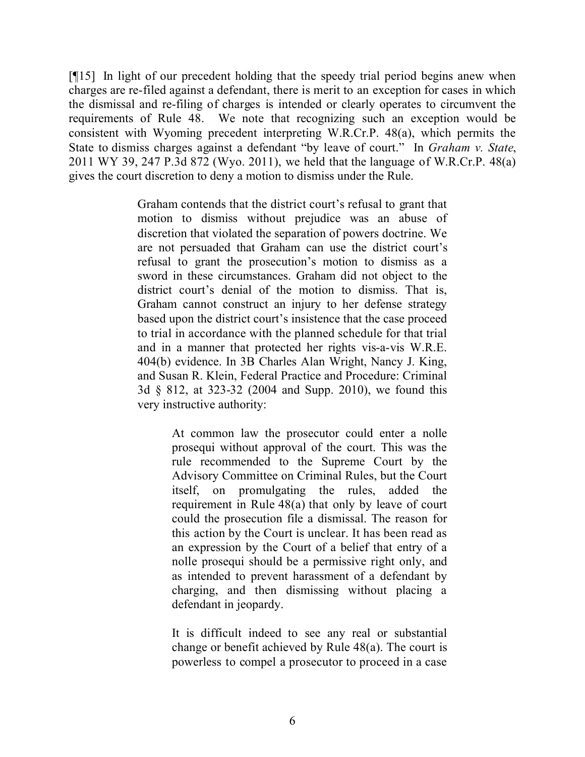[¶15] In light of our precedent holding that the speedy trial period begins anew when charges are re-filed against a defendant, there is merit to an exception for cases in which the dismissal and re-filing of charges is intended or clearly operates to circumvent the requirements of Rule 48. We note that recognizing such an exception would be consistent with Wyoming precedent interpreting W.R.Cr.P. 48(a), which permits the State to dismiss charges against a defendant "by leave of court." In *Graham v. State*, 2011 WY 39, 247 P.3d 872 (Wyo. 2011), we held that the language of W.R.Cr.P. 48(a) gives the court discretion to deny a motion to dismiss under the Rule.

> Graham contends that the district court's refusal to grant that motion to dismiss without prejudice was an abuse of discretion that violated the separation of powers doctrine. We are not persuaded that Graham can use the district court's refusal to grant the prosecution's motion to dismiss as a sword in these circumstances. Graham did not object to the district court's denial of the motion to dismiss. That is, Graham cannot construct an injury to her defense strategy based upon the district court's insistence that the case proceed to trial in accordance with the planned schedule for that trial and in a manner that protected her rights vis-a-vis W.R.E. 404(b) evidence. In 3B Charles Alan Wright, Nancy J. King, and Susan R. Klein, Federal Practice and Procedure: Criminal 3d § 812, at 323-32 (2004 and Supp. 2010), we found this very instructive authority:
>
> > At common law the prosecutor could enter a nolle prosequi without approval of the court. This was the rule recommended to the Supreme Court by the Advisory Committee on Criminal Rules, but the Court itself, on promulgating the rules, added the requirement in Rule 48(a) that only by leave of court could the prosecution file a dismissal. The reason for this action by the Court is unclear. It has been read as an expression by the Court of a belief that entry of a nolle prosequi should be a permissive right only, and as intended to prevent harassment of a defendant by charging, and then dismissing without placing a defendant in jeopardy.
> >
> > It is difficult indeed to see any real or substantial change or benefit achieved by Rule 48(a). The court is powerless to compel a prosecutor to proceed in a case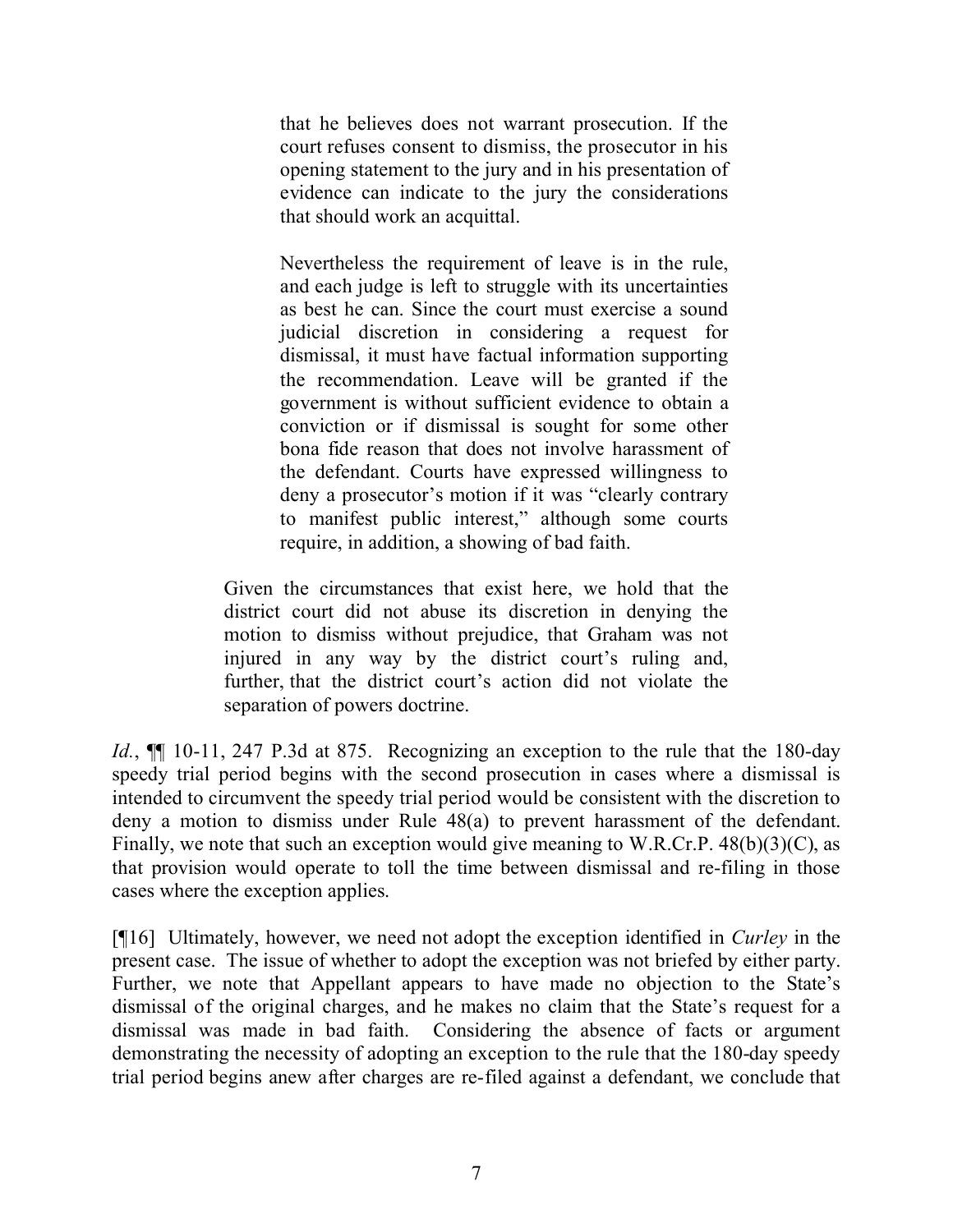> that he believes does not warrant prosecution. If the court refuses consent to dismiss, the prosecutor in his opening statement to the jury and in his presentation of evidence can indicate to the jury the considerations that should work an acquittal.
>
> Nevertheless the requirement of leave is in the rule, and each judge is left to struggle with its uncertainties as best he can. Since the court must exercise a sound judicial discretion in considering a request for dismissal, it must have factual information supporting the recommendation. Leave will be granted if the government is without sufficient evidence to obtain a conviction or if dismissal is sought for some other bona fide reason that does not involve harassment of the defendant. Courts have expressed willingness to deny a prosecutor's motion if it was "clearly contrary to manifest public interest," although some courts require, in addition, a showing of bad faith.
>
> Given the circumstances that exist here, we hold that the district court did not abuse its discretion in denying the motion to dismiss without prejudice, that Graham was not injured in any way by the district court's ruling and, further, that the district court's action did not violate the separation of powers doctrine.

*Id.*, ¶¶ 10-11, 247 P.3d at 875. Recognizing an exception to the rule that the 180-day speedy trial period begins with the second prosecution in cases where a dismissal is intended to circumvent the speedy trial period would be consistent with the discretion to deny a motion to dismiss under Rule 48(a) to prevent harassment of the defendant. Finally, we note that such an exception would give meaning to W.R.Cr.P. 48(b)(3)(C), as that provision would operate to toll the time between dismissal and re-filing in those cases where the exception applies.

[¶16] Ultimately, however, we need not adopt the exception identified in *Curley* in the present case. The issue of whether to adopt the exception was not briefed by either party. Further, we note that Appellant appears to have made no objection to the State's dismissal of the original charges, and he makes no claim that the State's request for a dismissal was made in bad faith. Considering the absence of facts or argument demonstrating the necessity of adopting an exception to the rule that the 180-day speedy trial period begins anew after charges are re-filed against a defendant, we conclude that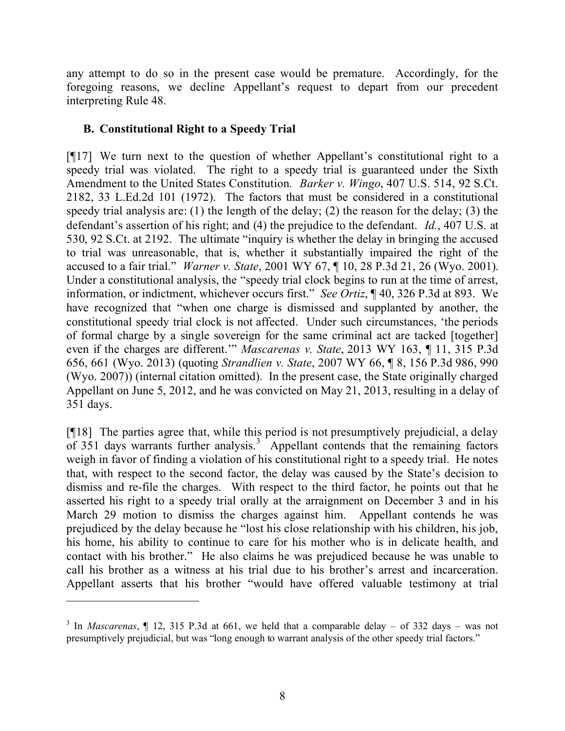any attempt to do so in the present case would be premature. Accordingly, for the foregoing reasons, we decline Appellant's request to depart from our precedent interpreting Rule 48.

### B. Constitutional Right to a Speedy Trial

[¶17] We turn next to the question of whether Appellant's constitutional right to a speedy trial was violated. The right to a speedy trial is guaranteed under the Sixth Amendment to the United States Constitution. *Barker v. Wingo*, 407 U.S. 514, 92 S.Ct. 2182, 33 L.Ed.2d 101 (1972). The factors that must be considered in a constitutional speedy trial analysis are: (1) the length of the delay; (2) the reason for the delay; (3) the defendant's assertion of his right; and (4) the prejudice to the defendant. *Id.*, 407 U.S. at 530, 92 S.Ct. at 2192. The ultimate "inquiry is whether the delay in bringing the accused to trial was unreasonable, that is, whether it substantially impaired the right of the accused to a fair trial." *Warner v. State*, 2001 WY 67, ¶ 10, 28 P.3d 21, 26 (Wyo. 2001). Under a constitutional analysis, the "speedy trial clock begins to run at the time of arrest, information, or indictment, whichever occurs first." *See Ortiz*, ¶ 40, 326 P.3d at 893. We have recognized that "when one charge is dismissed and supplanted by another, the constitutional speedy trial clock is not affected. Under such circumstances, 'the periods of formal charge by a single sovereign for the same criminal act are tacked [together] even if the charges are different.'" *Mascarenas v. State*, 2013 WY 163, ¶ 11, 315 P.3d 656, 661 (Wyo. 2013) (quoting *Strandlien v. State*, 2007 WY 66, ¶ 8, 156 P.3d 986, 990 (Wyo. 2007)) (internal citation omitted). In the present case, the State originally charged Appellant on June 5, 2012, and he was convicted on May 21, 2013, resulting in a delay of 351 days.

[¶18] The parties agree that, while this period is not presumptively prejudicial, a delay of 351 days warrants further analysis.[3] Appellant contends that the remaining factors weigh in favor of finding a violation of his constitutional right to a speedy trial. He notes that, with respect to the second factor, the delay was caused by the State's decision to dismiss and re-file the charges. With respect to the third factor, he points out that he asserted his right to a speedy trial orally at the arraignment on December 3 and in his March 29 motion to dismiss the charges against him. Appellant contends he was prejudiced by the delay because he "lost his close relationship with his children, his job, his home, his ability to continue to care for his mother who is in delicate health, and contact with his brother." He also claims he was prejudiced because he was unable to call his brother as a witness at his trial due to his brother's arrest and incarceration. Appellant asserts that his brother "would have offered valuable testimony at trial

---

[3] In *Mascarenas*, ¶ 12, 315 P.3d at 661, we held that a comparable delay – of 332 days – was not presumptively prejudicial, but was "long enough to warrant analysis of the other speedy trial factors."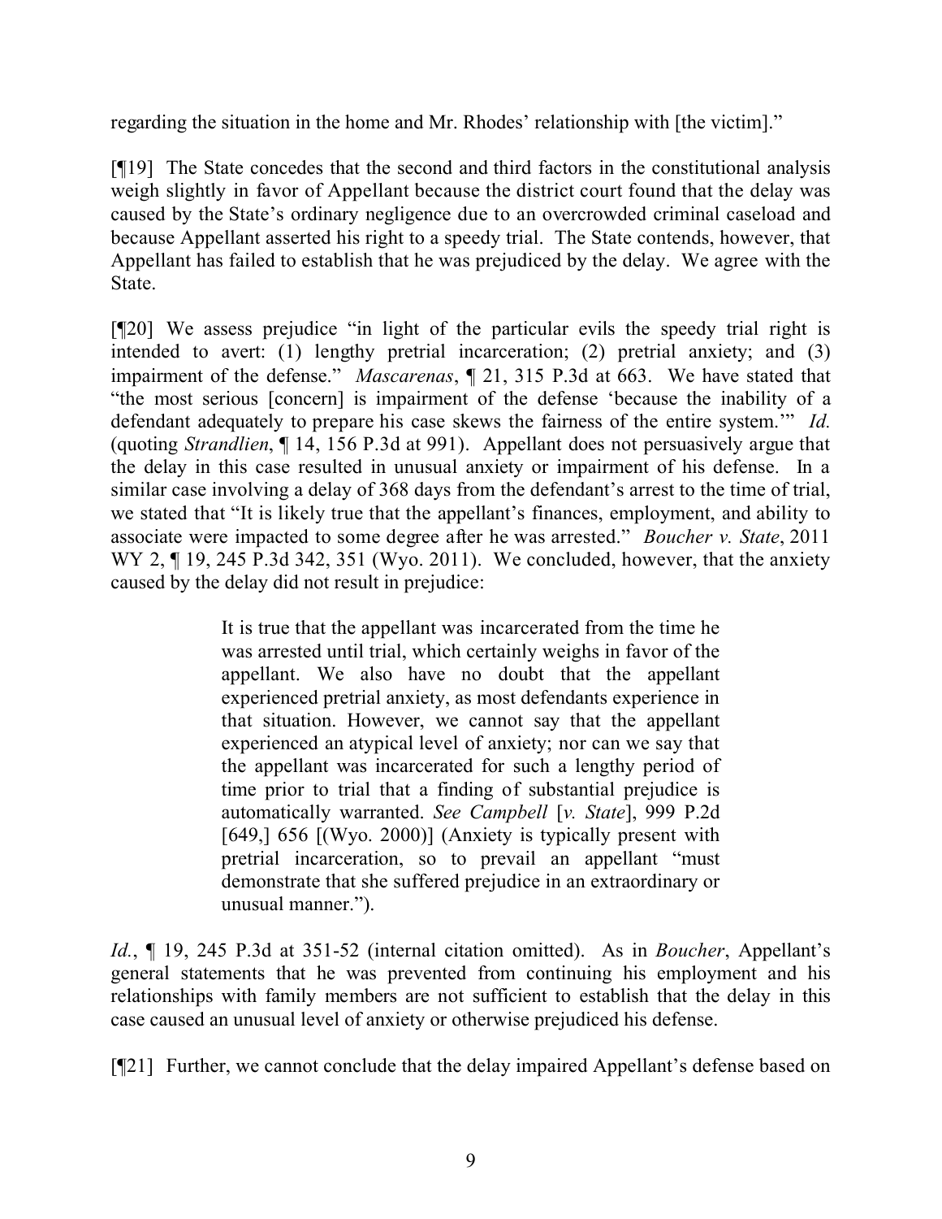regarding the situation in the home and Mr. Rhodes' relationship with [the victim]."

[¶19] The State concedes that the second and third factors in the constitutional analysis weigh slightly in favor of Appellant because the district court found that the delay was caused by the State's ordinary negligence due to an overcrowded criminal caseload and because Appellant asserted his right to a speedy trial. The State contends, however, that Appellant has failed to establish that he was prejudiced by the delay. We agree with the State.

[¶20] We assess prejudice "in light of the particular evils the speedy trial right is intended to avert: (1) lengthy pretrial incarceration; (2) pretrial anxiety; and (3) impairment of the defense." *Mascarenas*, ¶ 21, 315 P.3d at 663. We have stated that "the most serious [concern] is impairment of the defense 'because the inability of a defendant adequately to prepare his case skews the fairness of the entire system.'" *Id.* (quoting *Strandlien*, ¶ 14, 156 P.3d at 991). Appellant does not persuasively argue that the delay in this case resulted in unusual anxiety or impairment of his defense. In a similar case involving a delay of 368 days from the defendant's arrest to the time of trial, we stated that "It is likely true that the appellant's finances, employment, and ability to associate were impacted to some degree after he was arrested." *Boucher v. State*, 2011 WY 2, ¶ 19, 245 P.3d 342, 351 (Wyo. 2011). We concluded, however, that the anxiety caused by the delay did not result in prejudice:

> It is true that the appellant was incarcerated from the time he was arrested until trial, which certainly weighs in favor of the appellant. We also have no doubt that the appellant experienced pretrial anxiety, as most defendants experience in that situation. However, we cannot say that the appellant experienced an atypical level of anxiety; nor can we say that the appellant was incarcerated for such a lengthy period of time prior to trial that a finding of substantial prejudice is automatically warranted. *See Campbell* [*v. State*], 999 P.2d [649,] 656 [(Wyo. 2000)] (Anxiety is typically present with pretrial incarceration, so to prevail an appellant "must demonstrate that she suffered prejudice in an extraordinary or unusual manner.").

*Id.*, ¶ 19, 245 P.3d at 351-52 (internal citation omitted). As in *Boucher*, Appellant's general statements that he was prevented from continuing his employment and his relationships with family members are not sufficient to establish that the delay in this case caused an unusual level of anxiety or otherwise prejudiced his defense.

[¶21] Further, we cannot conclude that the delay impaired Appellant's defense based on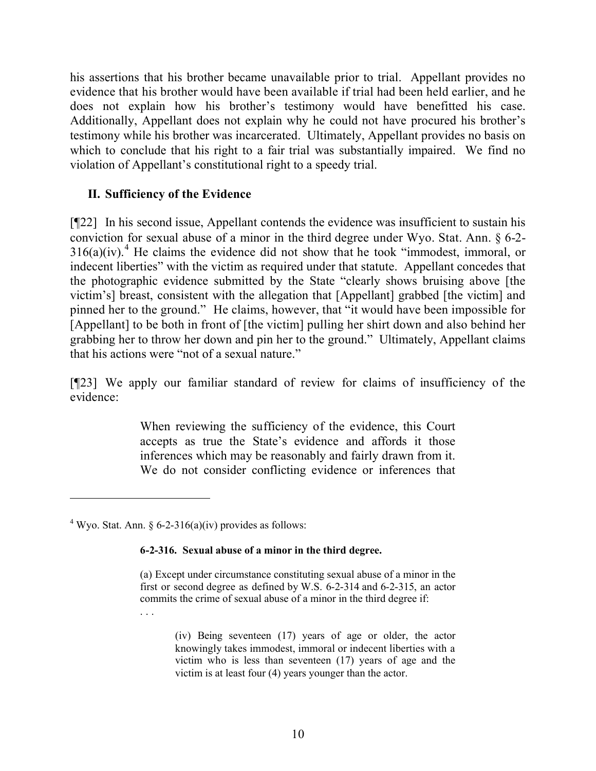his assertions that his brother became unavailable prior to trial. Appellant provides no evidence that his brother would have been available if trial had been held earlier, and he does not explain how his brother's testimony would have benefitted his case. Additionally, Appellant does not explain why he could not have procured his brother's testimony while his brother was incarcerated. Ultimately, Appellant provides no basis on which to conclude that his right to a fair trial was substantially impaired. We find no violation of Appellant's constitutional right to a speedy trial.

## II. Sufficiency of the Evidence

[¶22] In his second issue, Appellant contends the evidence was insufficient to sustain his conviction for sexual abuse of a minor in the third degree under Wyo. Stat. Ann. § 6-2-316(a)(iv).[4] He claims the evidence did not show that he took "immodest, immoral, or indecent liberties" with the victim as required under that statute. Appellant concedes that the photographic evidence submitted by the State "clearly shows bruising above [the victim's] breast, consistent with the allegation that [Appellant] grabbed [the victim] and pinned her to the ground." He claims, however, that "it would have been impossible for [Appellant] to be both in front of [the victim] pulling her shirt down and also behind her grabbing her to throw her down and pin her to the ground." Ultimately, Appellant claims that his actions were "not of a sexual nature."

[¶23] We apply our familiar standard of review for claims of insufficiency of the evidence:

> When reviewing the sufficiency of the evidence, this Court accepts as true the State's evidence and affords it those inferences which may be reasonably and fairly drawn from it. We do not consider conflicting evidence or inferences that

---

[4] Wyo. Stat. Ann. § 6-2-316(a)(iv) provides as follows:

> **6-2-316. Sexual abuse of a minor in the third degree.**
>
> (a) Except under circumstance constituting sexual abuse of a minor in the first or second degree as defined by W.S. 6-2-314 and 6-2-315, an actor commits the crime of sexual abuse of a minor in the third degree if:
>
> . . .
>
> > (iv) Being seventeen (17) years of age or older, the actor knowingly takes immodest, immoral or indecent liberties with a victim who is less than seventeen (17) years of age and the victim is at least four (4) years younger than the actor.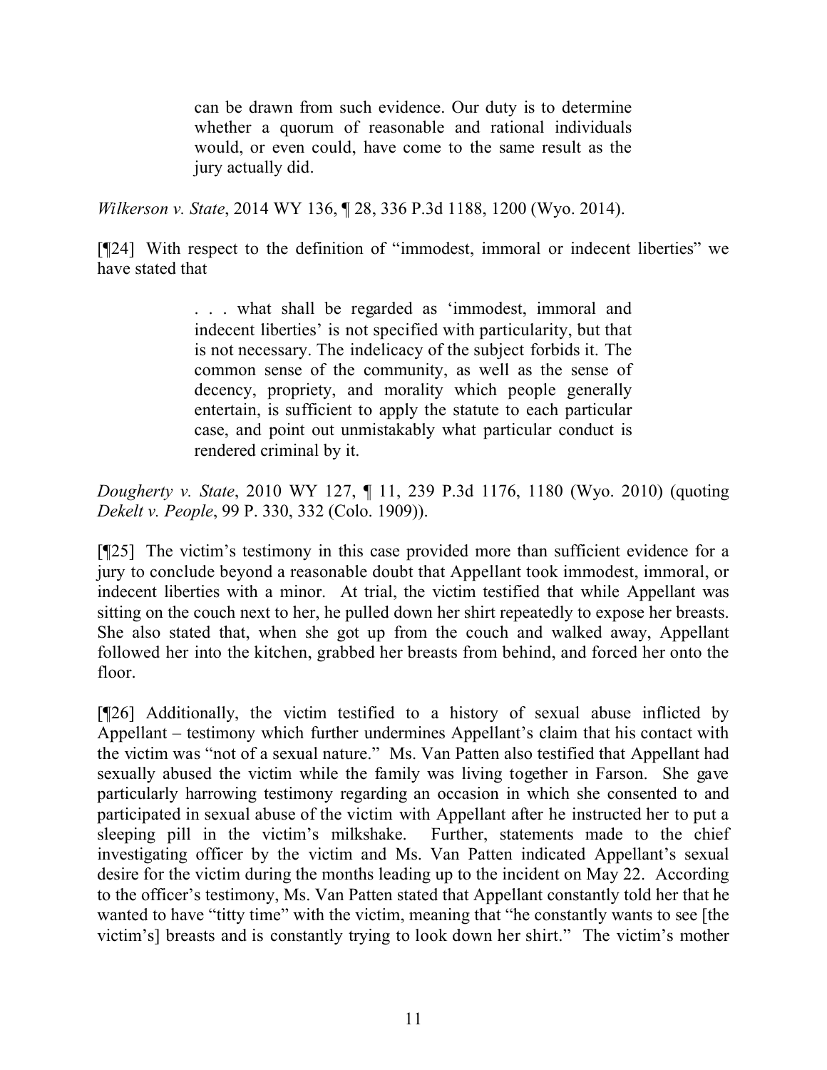> can be drawn from such evidence. Our duty is to determine whether a quorum of reasonable and rational individuals would, or even could, have come to the same result as the jury actually did.

*Wilkerson v. State*, 2014 WY 136, ¶ 28, 336 P.3d 1188, 1200 (Wyo. 2014).

[¶24] With respect to the definition of "immodest, immoral or indecent liberties" we have stated that

> . . . what shall be regarded as 'immodest, immoral and indecent liberties' is not specified with particularity, but that is not necessary. The indelicacy of the subject forbids it. The common sense of the community, as well as the sense of decency, propriety, and morality which people generally entertain, is sufficient to apply the statute to each particular case, and point out unmistakably what particular conduct is rendered criminal by it.

*Dougherty v. State*, 2010 WY 127, ¶ 11, 239 P.3d 1176, 1180 (Wyo. 2010) (quoting *Dekelt v. People*, 99 P. 330, 332 (Colo. 1909)).

[¶25] The victim's testimony in this case provided more than sufficient evidence for a jury to conclude beyond a reasonable doubt that Appellant took immodest, immoral, or indecent liberties with a minor. At trial, the victim testified that while Appellant was sitting on the couch next to her, he pulled down her shirt repeatedly to expose her breasts. She also stated that, when she got up from the couch and walked away, Appellant followed her into the kitchen, grabbed her breasts from behind, and forced her onto the floor.

[¶26] Additionally, the victim testified to a history of sexual abuse inflicted by Appellant – testimony which further undermines Appellant's claim that his contact with the victim was "not of a sexual nature." Ms. Van Patten also testified that Appellant had sexually abused the victim while the family was living together in Farson. She gave particularly harrowing testimony regarding an occasion in which she consented to and participated in sexual abuse of the victim with Appellant after he instructed her to put a sleeping pill in the victim's milkshake. Further, statements made to the chief investigating officer by the victim and Ms. Van Patten indicated Appellant's sexual desire for the victim during the months leading up to the incident on May 22. According to the officer's testimony, Ms. Van Patten stated that Appellant constantly told her that he wanted to have "titty time" with the victim, meaning that "he constantly wants to see [the victim's] breasts and is constantly trying to look down her shirt." The victim's mother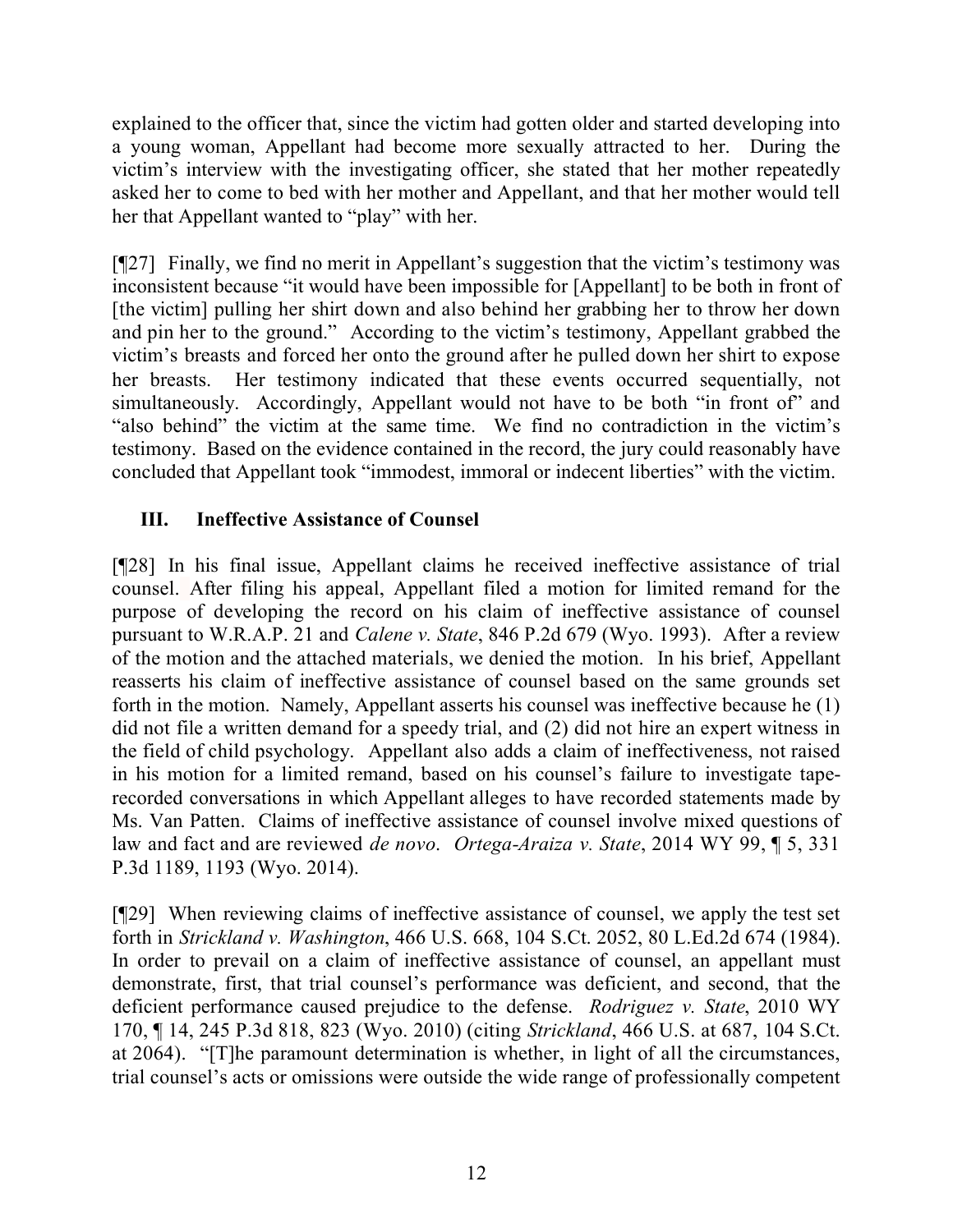explained to the officer that, since the victim had gotten older and started developing into a young woman, Appellant had become more sexually attracted to her. During the victim's interview with the investigating officer, she stated that her mother repeatedly asked her to come to bed with her mother and Appellant, and that her mother would tell her that Appellant wanted to "play" with her.

[¶27] Finally, we find no merit in Appellant's suggestion that the victim's testimony was inconsistent because "it would have been impossible for [Appellant] to be both in front of [the victim] pulling her shirt down and also behind her grabbing her to throw her down and pin her to the ground." According to the victim's testimony, Appellant grabbed the victim's breasts and forced her onto the ground after he pulled down her shirt to expose her breasts. Her testimony indicated that these events occurred sequentially, not simultaneously. Accordingly, Appellant would not have to be both "in front of" and "also behind" the victim at the same time. We find no contradiction in the victim's testimony. Based on the evidence contained in the record, the jury could reasonably have concluded that Appellant took "immodest, immoral or indecent liberties" with the victim.

## III. Ineffective Assistance of Counsel

[¶28] In his final issue, Appellant claims he received ineffective assistance of trial counsel. After filing his appeal, Appellant filed a motion for limited remand for the purpose of developing the record on his claim of ineffective assistance of counsel pursuant to W.R.A.P. 21 and *Calene v. State*, 846 P.2d 679 (Wyo. 1993). After a review of the motion and the attached materials, we denied the motion. In his brief, Appellant reasserts his claim of ineffective assistance of counsel based on the same grounds set forth in the motion. Namely, Appellant asserts his counsel was ineffective because he (1) did not file a written demand for a speedy trial, and (2) did not hire an expert witness in the field of child psychology. Appellant also adds a claim of ineffectiveness, not raised in his motion for a limited remand, based on his counsel's failure to investigate tape-recorded conversations in which Appellant alleges to have recorded statements made by Ms. Van Patten. Claims of ineffective assistance of counsel involve mixed questions of law and fact and are reviewed *de novo*. *Ortega-Araiza v. State*, 2014 WY 99, ¶ 5, 331 P.3d 1189, 1193 (Wyo. 2014).

[¶29] When reviewing claims of ineffective assistance of counsel, we apply the test set forth in *Strickland v. Washington*, 466 U.S. 668, 104 S.Ct. 2052, 80 L.Ed.2d 674 (1984). In order to prevail on a claim of ineffective assistance of counsel, an appellant must demonstrate, first, that trial counsel's performance was deficient, and second, that the deficient performance caused prejudice to the defense. *Rodriguez v. State*, 2010 WY 170, ¶ 14, 245 P.3d 818, 823 (Wyo. 2010) (citing *Strickland*, 466 U.S. at 687, 104 S.Ct. at 2064). "[T]he paramount determination is whether, in light of all the circumstances, trial counsel's acts or omissions were outside the wide range of professionally competent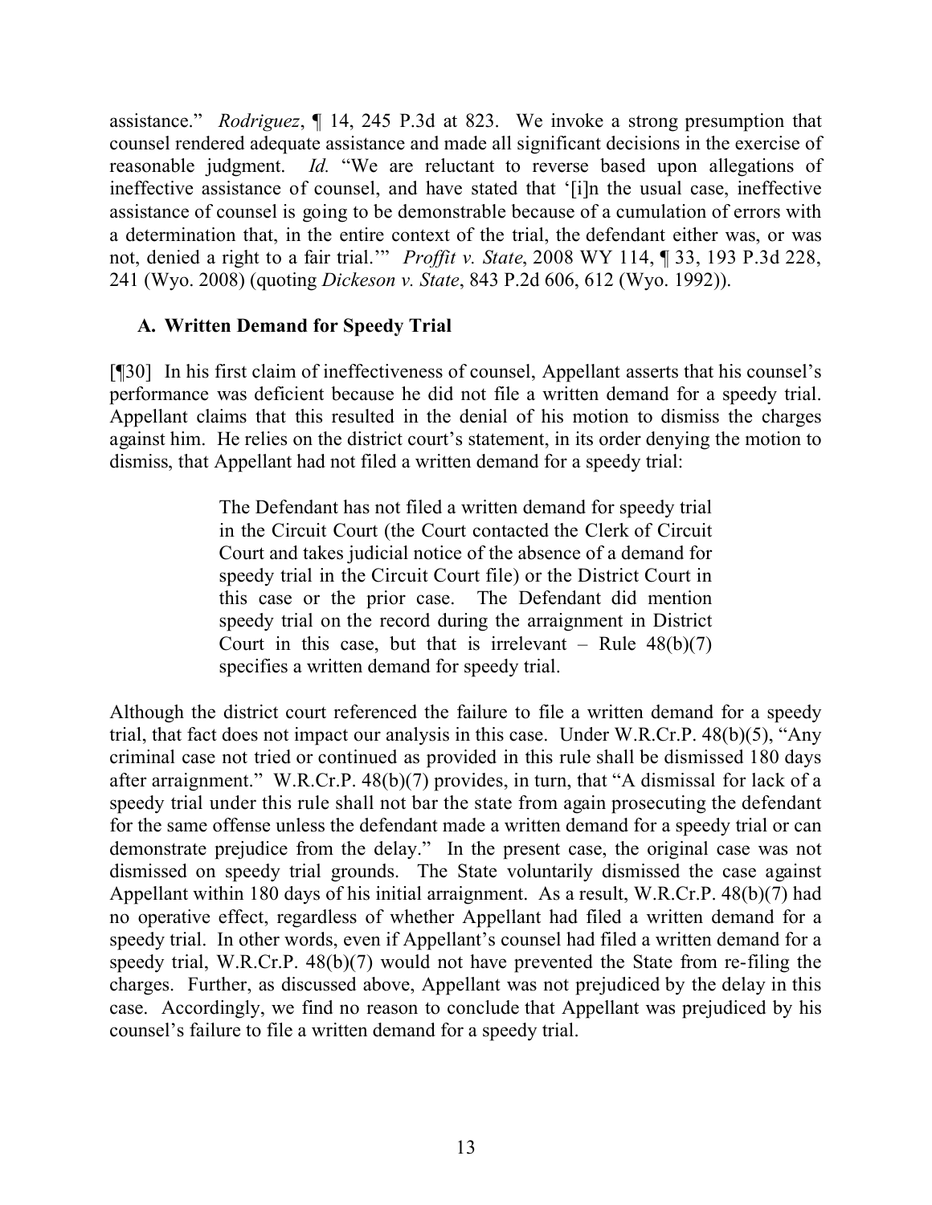assistance." *Rodriguez*, ¶ 14, 245 P.3d at 823. We invoke a strong presumption that counsel rendered adequate assistance and made all significant decisions in the exercise of reasonable judgment. *Id.* "We are reluctant to reverse based upon allegations of ineffective assistance of counsel, and have stated that '[i]n the usual case, ineffective assistance of counsel is going to be demonstrable because of a cumulation of errors with a determination that, in the entire context of the trial, the defendant either was, or was not, denied a right to a fair trial.'" *Proffit v. State*, 2008 WY 114, ¶ 33, 193 P.3d 228, 241 (Wyo. 2008) (quoting *Dickeson v. State*, 843 P.2d 606, 612 (Wyo. 1992)).

### A. Written Demand for Speedy Trial

[¶30] In his first claim of ineffectiveness of counsel, Appellant asserts that his counsel's performance was deficient because he did not file a written demand for a speedy trial. Appellant claims that this resulted in the denial of his motion to dismiss the charges against him. He relies on the district court's statement, in its order denying the motion to dismiss, that Appellant had not filed a written demand for a speedy trial:

> The Defendant has not filed a written demand for speedy trial in the Circuit Court (the Court contacted the Clerk of Circuit Court and takes judicial notice of the absence of a demand for speedy trial in the Circuit Court file) or the District Court in this case or the prior case. The Defendant did mention speedy trial on the record during the arraignment in District Court in this case, but that is irrelevant – Rule 48(b)(7) specifies a written demand for speedy trial.

Although the district court referenced the failure to file a written demand for a speedy trial, that fact does not impact our analysis in this case. Under W.R.Cr.P. 48(b)(5), "Any criminal case not tried or continued as provided in this rule shall be dismissed 180 days after arraignment." W.R.Cr.P. 48(b)(7) provides, in turn, that "A dismissal for lack of a speedy trial under this rule shall not bar the state from again prosecuting the defendant for the same offense unless the defendant made a written demand for a speedy trial or can demonstrate prejudice from the delay." In the present case, the original case was not dismissed on speedy trial grounds. The State voluntarily dismissed the case against Appellant within 180 days of his initial arraignment. As a result, W.R.Cr.P. 48(b)(7) had no operative effect, regardless of whether Appellant had filed a written demand for a speedy trial. In other words, even if Appellant's counsel had filed a written demand for a speedy trial, W.R.Cr.P. 48(b)(7) would not have prevented the State from re-filing the charges. Further, as discussed above, Appellant was not prejudiced by the delay in this case. Accordingly, we find no reason to conclude that Appellant was prejudiced by his counsel's failure to file a written demand for a speedy trial.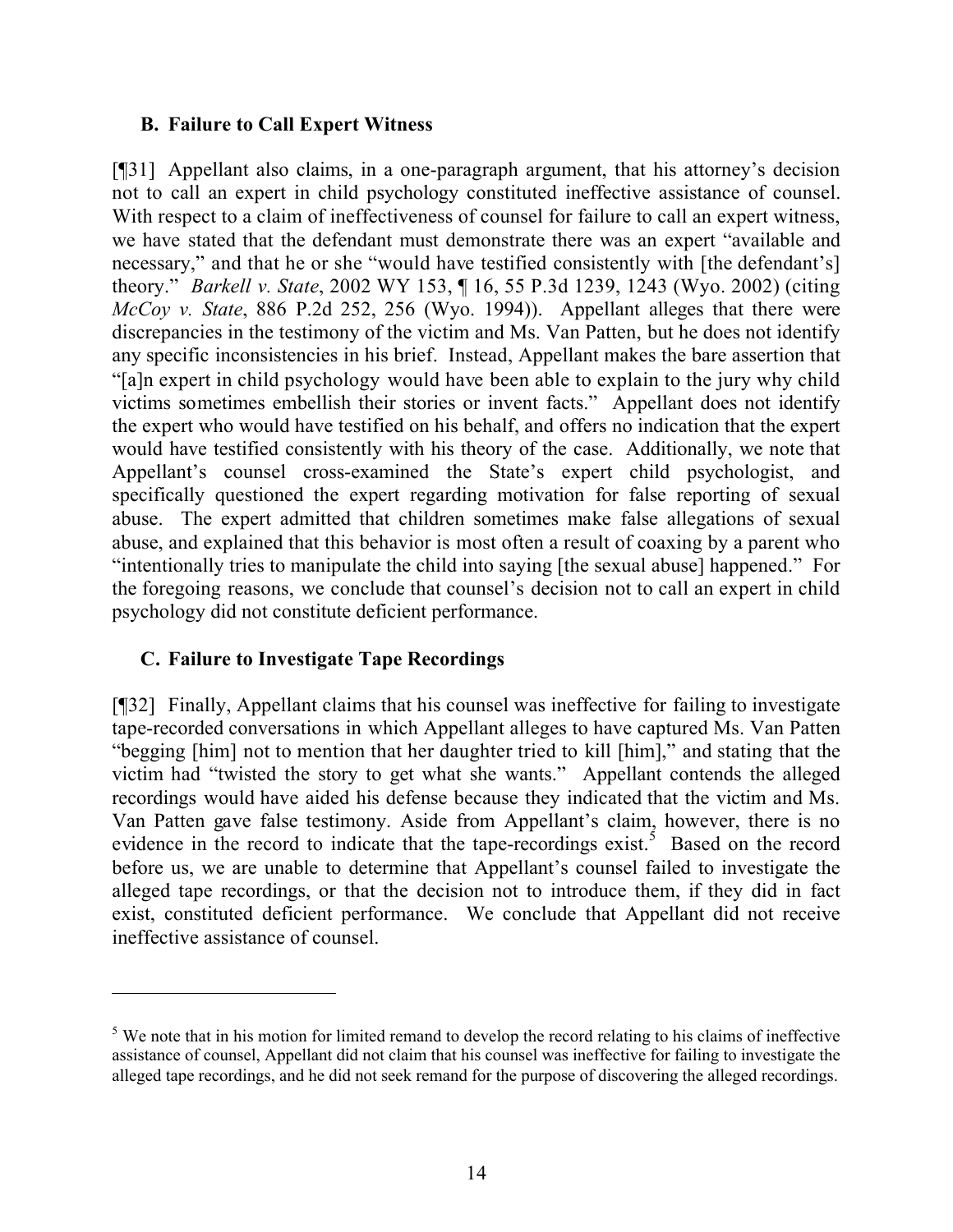### B. Failure to Call Expert Witness

[¶31] Appellant also claims, in a one-paragraph argument, that his attorney's decision not to call an expert in child psychology constituted ineffective assistance of counsel. With respect to a claim of ineffectiveness of counsel for failure to call an expert witness, we have stated that the defendant must demonstrate there was an expert "available and necessary," and that he or she "would have testified consistently with [the defendant's] theory." *Barkell v. State*, 2002 WY 153, ¶ 16, 55 P.3d 1239, 1243 (Wyo. 2002) (citing *McCoy v. State*, 886 P.2d 252, 256 (Wyo. 1994)). Appellant alleges that there were discrepancies in the testimony of the victim and Ms. Van Patten, but he does not identify any specific inconsistencies in his brief. Instead, Appellant makes the bare assertion that "[a]n expert in child psychology would have been able to explain to the jury why child victims sometimes embellish their stories or invent facts." Appellant does not identify the expert who would have testified on his behalf, and offers no indication that the expert would have testified consistently with his theory of the case. Additionally, we note that Appellant's counsel cross-examined the State's expert child psychologist, and specifically questioned the expert regarding motivation for false reporting of sexual abuse. The expert admitted that children sometimes make false allegations of sexual abuse, and explained that this behavior is most often a result of coaxing by a parent who "intentionally tries to manipulate the child into saying [the sexual abuse] happened." For the foregoing reasons, we conclude that counsel's decision not to call an expert in child psychology did not constitute deficient performance.

### C. Failure to Investigate Tape Recordings

[¶32] Finally, Appellant claims that his counsel was ineffective for failing to investigate tape-recorded conversations in which Appellant alleges to have captured Ms. Van Patten "begging [him] not to mention that her daughter tried to kill [him]," and stating that the victim had "twisted the story to get what she wants." Appellant contends the alleged recordings would have aided his defense because they indicated that the victim and Ms. Van Patten gave false testimony. Aside from Appellant's claim, however, there is no evidence in the record to indicate that the tape-recordings exist.[5] Based on the record before us, we are unable to determine that Appellant's counsel failed to investigate the alleged tape recordings, or that the decision not to introduce them, if they did in fact exist, constituted deficient performance. We conclude that Appellant did not receive ineffective assistance of counsel.

---

[5] We note that in his motion for limited remand to develop the record relating to his claims of ineffective assistance of counsel, Appellant did not claim that his counsel was ineffective for failing to investigate the alleged tape recordings, and he did not seek remand for the purpose of discovering the alleged recordings.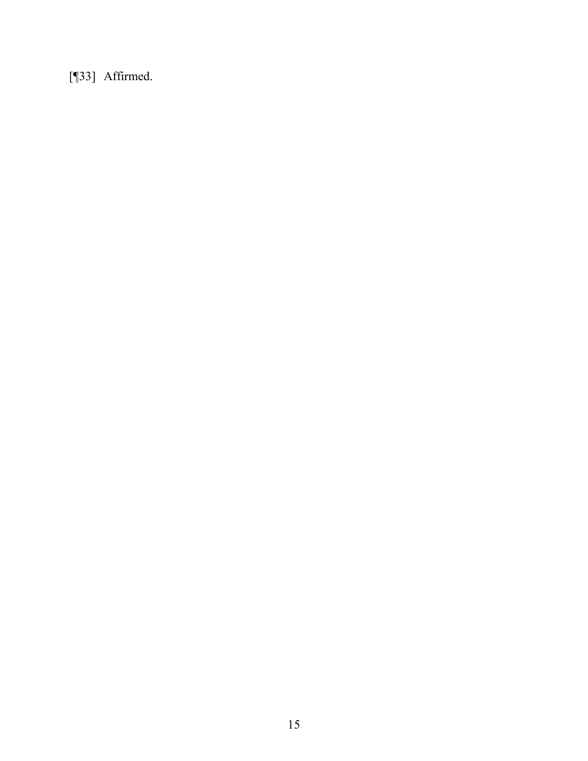[¶33] Affirmed.